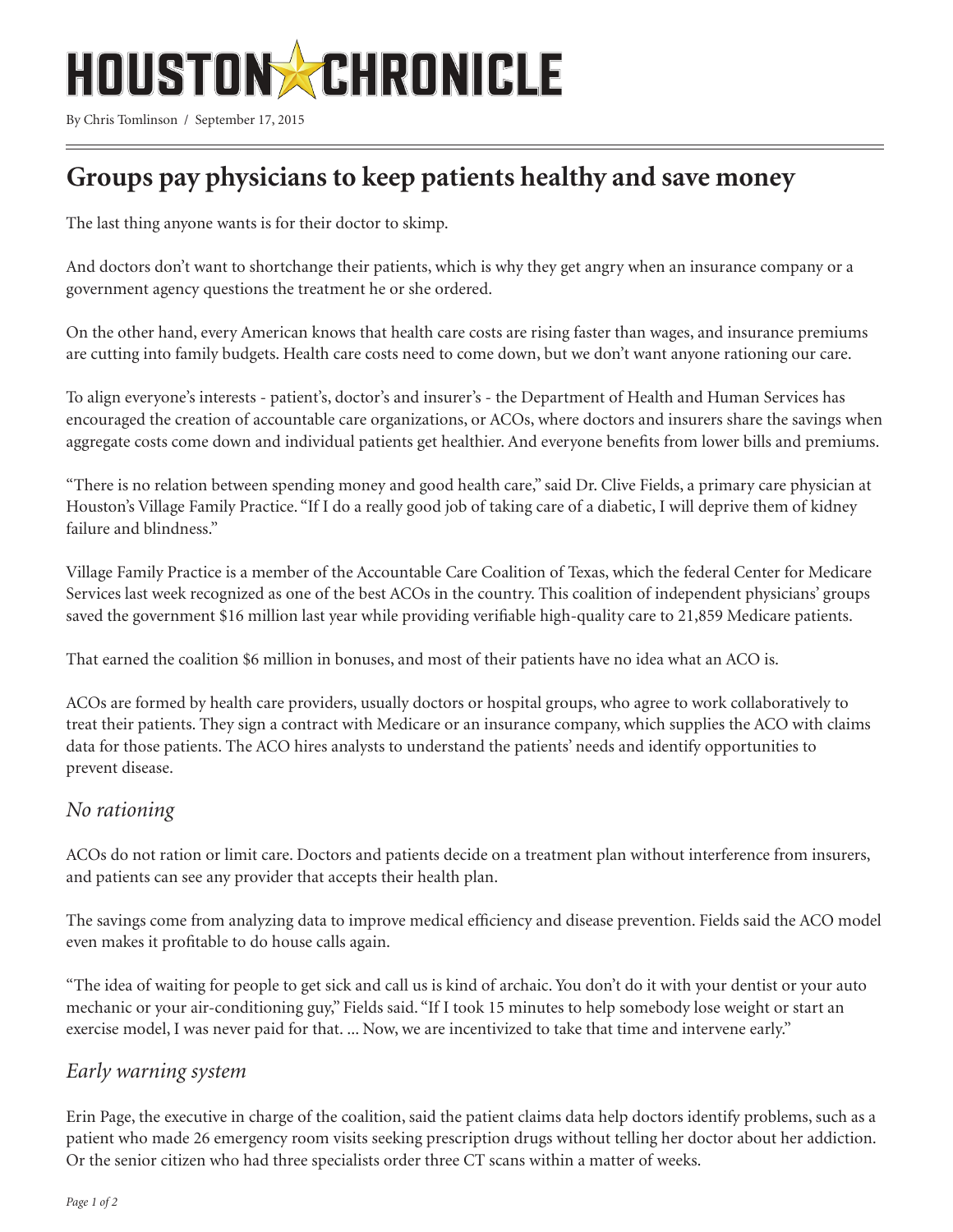# HOUSTON CHRONICLE

By Chris Tomlinson / September 17, 2015

## Groups pay physicians to keep patients healthy and save money

The last thing anyone wants is for their doctor to skimp.

And doctors don't want to shortchange their patients, which is why they get angry when an insurance company or a government agency questions the treatment he or she ordered.

On the other hand, every American knows that health care costs are rising faster than wages, and insurance premiums are cutting into family budgets. Health care costs need to come down, but we don't want anyone rationing our care.

To align everyone's interests - patient's, doctor's and insurer's - the Department of Health and Human Services has encouraged the creation of accountable care organizations, or ACOs, where doctors and insurers share the savings when aggregate costs come down and individual patients get healthier. And everyone benefits from lower bills and premiums.

"There is no relation between spending money and good health care," said Dr. Clive Fields, a primary care physician at Houston's Village Family Practice. "If I do a really good job of taking care of a diabetic, I will deprive them of kidney failure and blindness."

Village Family Practice is a member of the Accountable Care Coalition of Texas, which the federal Center for Medicare Services last week recognized as one of the best ACOs in the country. This coalition of independent physicians' groups saved the government $16 million last year while providing verifiable high-quality care to 21,859 Medicare patients.

That earned the coalition $6 million in bonuses, and most of their patients have no idea what an ACO is.

ACOs are formed by health care providers, usually doctors or hospital groups, who agree to work collaboratively to treat their patients. They sign a contract with Medicare or an insurance company, which supplies the ACO with claims data for those patients. The ACO hires analysts to understand the patients' needs and identify opportunities to prevent disease.

### *No rationing*

ACOs do not ration or limit care. Doctors and patients decide on a treatment plan without interference from insurers, and patients can see any provider that accepts their health plan.

The savings come from analyzing data to improve medical efficiency and disease prevention. Fields said the ACO model even makes it profitable to do house calls again.

"The idea of waiting for people to get sick and call us is kind of archaic. You don't do it with your dentist or your auto mechanic or your air-conditioning guy," Fields said. "If I took 15 minutes to help somebody lose weight or start an exercise model, I was never paid for that. ... Now, we are incentivized to take that time and intervene early."

### *Early warning system*

Erin Page, the executive in charge of the coalition, said the patient claims data help doctors identify problems, such as a patient who made 26 emergency room visits seeking prescription drugs without telling her doctor about her addiction. Or the senior citizen who had three specialists order three CT scans within a matter of weeks.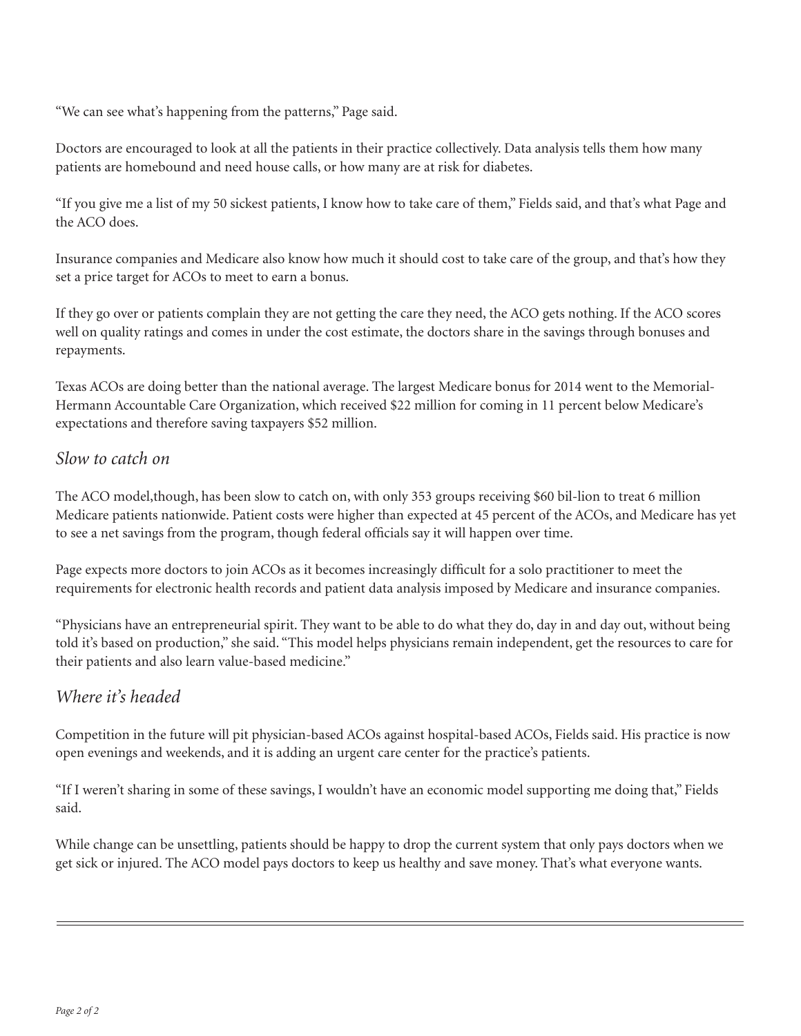“We can see what’s happening from the patterns,” Page said.

Doctors are encouraged to look at all the patients in their practice collectively. Data analysis tells them how many patients are homebound and need house calls, or how many are at risk for diabetes.

“If you give me a list of my 50 sickest patients, I know how to take care of them,” Fields said, and that’s what Page and the ACO does.

Insurance companies and Medicare also know how much it should cost to take care of the group, and that’s how they set a price target for ACOs to meet to earn a bonus.

If they go over or patients complain they are not getting the care they need, the ACO gets nothing. If the ACO scores well on quality ratings and comes in under the cost estimate, the doctors share in the savings through bonuses and repayments.

Texas ACOs are doing better than the national average. The largest Medicare bonus for 2014 went to the Memorial-Hermann Accountable Care Organization, which received $22 million for coming in 11 percent below Medicare’s expectations and therefore saving taxpayers $52 million.

## *Slow to catch on*

The ACO model,though, has been slow to catch on, with only 353 groups receiving $60 bil-lion to treat 6 million Medicare patients nationwide. Patient costs were higher than expected at 45 percent of the ACOs, and Medicare has yet to see a net savings from the program, though federal officials say it will happen over time.

Page expects more doctors to join ACOs as it becomes increasingly difficult for a solo practitioner to meet the requirements for electronic health records and patient data analysis imposed by Medicare and insurance companies.

“Physicians have an entrepreneurial spirit. They want to be able to do what they do, day in and day out, without being told it’s based on production,” she said. “This model helps physicians remain independent, get the resources to care for their patients and also learn value-based medicine.”

## *Where it’s headed*

Competition in the future will pit physician-based ACOs against hospital-based ACOs, Fields said. His practice is now open evenings and weekends, and it is adding an urgent care center for the practice’s patients.

“If I weren’t sharing in some of these savings, I wouldn’t have an economic model supporting me doing that,” Fields said.

While change can be unsettling, patients should be happy to drop the current system that only pays doctors when we get sick or injured. The ACO model pays doctors to keep us healthy and save money. That’s what everyone wants.